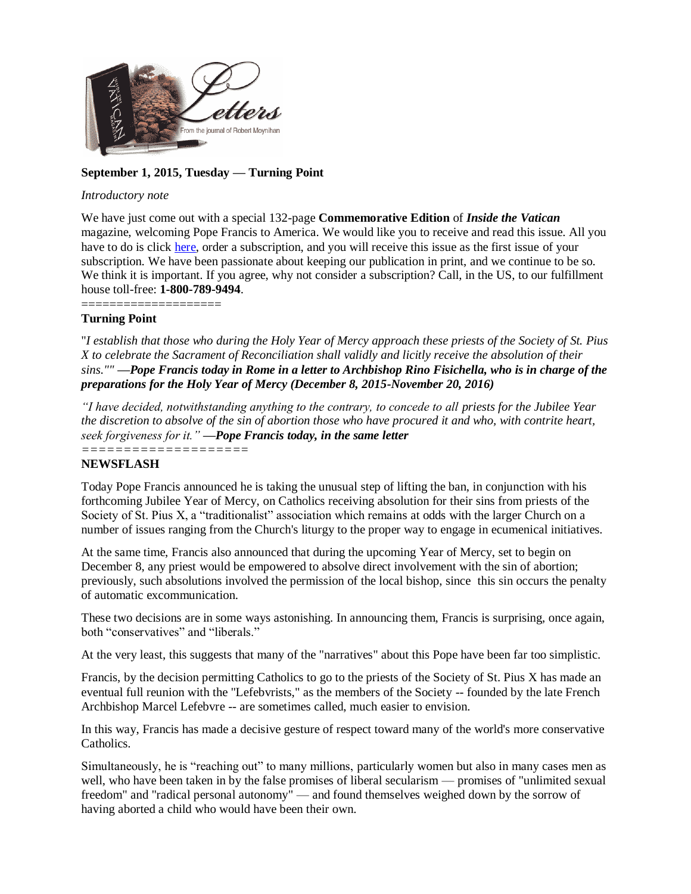**September 1, 2015, Tuesday — Turning Point**

*Introductory note*

We have just come out with a special 132-page **Commemorative Edition** of ***Inside the Vatican*** magazine, welcoming Pope Francis to America. We would like you to receive and read this issue. All you have to do is click here, order a subscription, and you will receive this issue as the first issue of your subscription. We have been passionate about keeping our publication in print, and we continue to be so. We think it is important. If you agree, why not consider a subscription? Call, in the US, to our fulfillment house toll-free: **1-800-789-9494**.

====================

**Turning Point**

"*I establish that those who during the Holy Year of Mercy approach these priests of the Society of St. Pius X to celebrate the Sacrament of Reconciliation shall validly and licitly receive the absolution of their sins.*"" ***—Pope Francis today in Rome in a letter to Archbishop Rino Fisichella, who is in charge of the preparations for the Holy Year of Mercy (December 8, 2015-November 20, 2016)***

*"I have decided, notwithstanding anything to the contrary, to concede to all priests for the Jubilee Year the discretion to absolve of the sin of abortion those who have procured it and who, with contrite heart, seek forgiveness for it."* ***—Pope Francis today, in the same letter***

====================

**NEWSFLASH**

Today Pope Francis announced he is taking the unusual step of lifting the ban, in conjunction with his forthcoming Jubilee Year of Mercy, on Catholics receiving absolution for their sins from priests of the Society of St. Pius X, a "traditionalist" association which remains at odds with the larger Church on a number of issues ranging from the Church's liturgy to the proper way to engage in ecumenical initiatives.

At the same time, Francis also announced that during the upcoming Year of Mercy, set to begin on December 8, any priest would be empowered to absolve direct involvement with the sin of abortion; previously, such absolutions involved the permission of the local bishop, since this sin occurs the penalty of automatic excommunication.

These two decisions are in some ways astonishing. In announcing them, Francis is surprising, once again, both "conservatives" and "liberals."

At the very least, this suggests that many of the "narratives" about this Pope have been far too simplistic.

Francis, by the decision permitting Catholics to go to the priests of the Society of St. Pius X has made an eventual full reunion with the "Lefebvrists," as the members of the Society -- founded by the late French Archbishop Marcel Lefebvre -- are sometimes called, much easier to envision.

In this way, Francis has made a decisive gesture of respect toward many of the world's more conservative Catholics.

Simultaneously, he is "reaching out" to many millions, particularly women but also in many cases men as well, who have been taken in by the false promises of liberal secularism — promises of "unlimited sexual freedom" and "radical personal autonomy" — and found themselves weighed down by the sorrow of having aborted a child who would have been their own.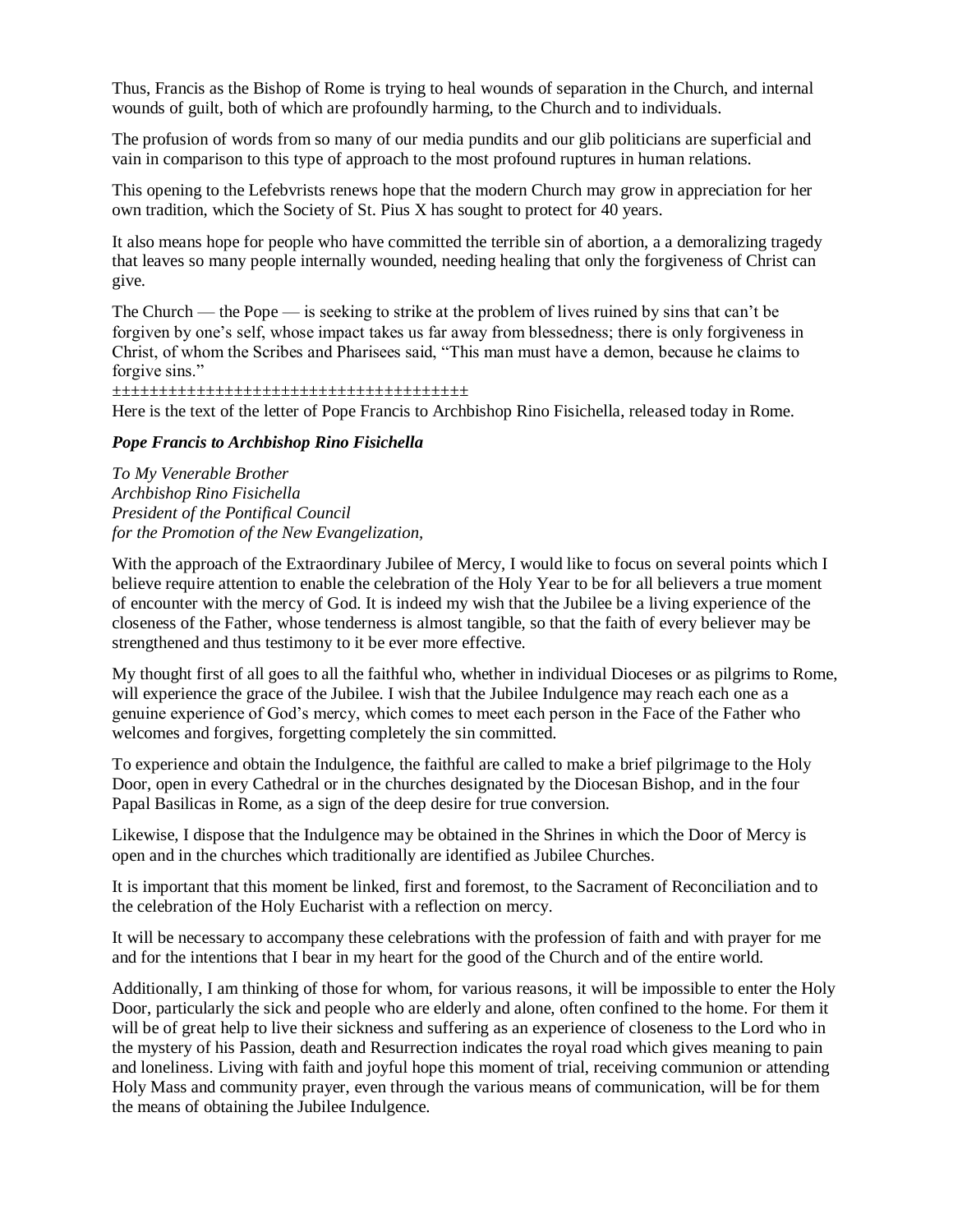Thus, Francis as the Bishop of Rome is trying to heal wounds of separation in the Church, and internal wounds of guilt, both of which are profoundly harming, to the Church and to individuals.

The profusion of words from so many of our media pundits and our glib politicians are superficial and vain in comparison to this type of approach to the most profound ruptures in human relations.

This opening to the Lefebvrists renews hope that the modern Church may grow in appreciation for her own tradition, which the Society of St. Pius X has sought to protect for 40 years.

It also means hope for people who have committed the terrible sin of abortion, a a demoralizing tragedy that leaves so many people internally wounded, needing healing that only the forgiveness of Christ can give.

The Church — the Pope — is seeking to strike at the problem of lives ruined by sins that can't be forgiven by one's self, whose impact takes us far away from blessedness; there is only forgiveness in Christ, of whom the Scribes and Pharisees said, "This man must have a demon, because he claims to forgive sins."

++++++++++++++++++++++++++++++++++++++

Here is the text of the letter of Pope Francis to Archbishop Rino Fisichella, released today in Rome.

***Pope Francis to Archbishop Rino Fisichella***

*To My Venerable Brother*
*Archbishop Rino Fisichella*
*President of the Pontifical Council*
*for the Promotion of the New Evangelization,*

With the approach of the Extraordinary Jubilee of Mercy, I would like to focus on several points which I believe require attention to enable the celebration of the Holy Year to be for all believers a true moment of encounter with the mercy of God. It is indeed my wish that the Jubilee be a living experience of the closeness of the Father, whose tenderness is almost tangible, so that the faith of every believer may be strengthened and thus testimony to it be ever more effective.

My thought first of all goes to all the faithful who, whether in individual Dioceses or as pilgrims to Rome, will experience the grace of the Jubilee. I wish that the Jubilee Indulgence may reach each one as a genuine experience of God's mercy, which comes to meet each person in the Face of the Father who welcomes and forgives, forgetting completely the sin committed.

To experience and obtain the Indulgence, the faithful are called to make a brief pilgrimage to the Holy Door, open in every Cathedral or in the churches designated by the Diocesan Bishop, and in the four Papal Basilicas in Rome, as a sign of the deep desire for true conversion.

Likewise, I dispose that the Indulgence may be obtained in the Shrines in which the Door of Mercy is open and in the churches which traditionally are identified as Jubilee Churches.

It is important that this moment be linked, first and foremost, to the Sacrament of Reconciliation and to the celebration of the Holy Eucharist with a reflection on mercy.

It will be necessary to accompany these celebrations with the profession of faith and with prayer for me and for the intentions that I bear in my heart for the good of the Church and of the entire world.

Additionally, I am thinking of those for whom, for various reasons, it will be impossible to enter the Holy Door, particularly the sick and people who are elderly and alone, often confined to the home. For them it will be of great help to live their sickness and suffering as an experience of closeness to the Lord who in the mystery of his Passion, death and Resurrection indicates the royal road which gives meaning to pain and loneliness. Living with faith and joyful hope this moment of trial, receiving communion or attending Holy Mass and community prayer, even through the various means of communication, will be for them the means of obtaining the Jubilee Indulgence.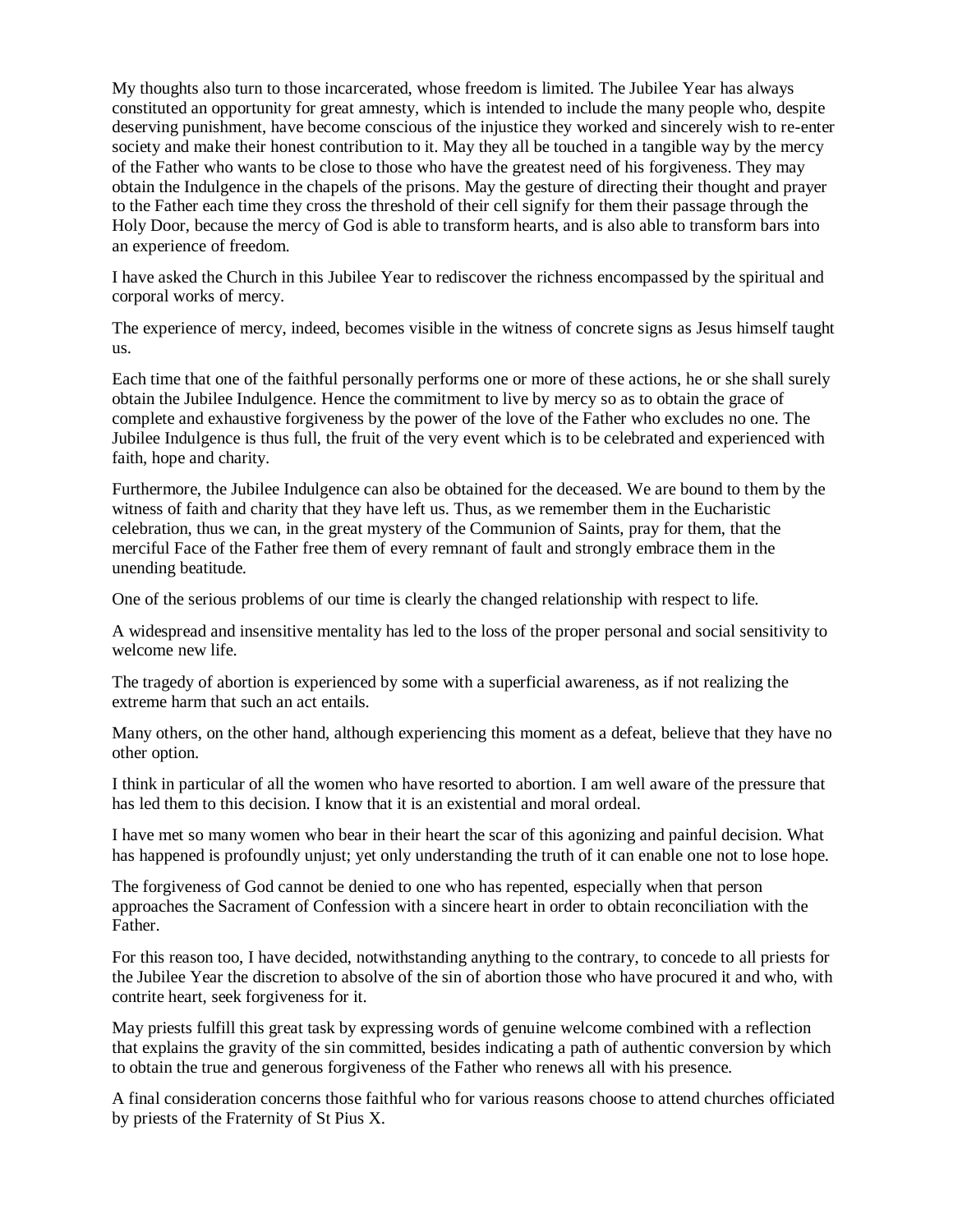My thoughts also turn to those incarcerated, whose freedom is limited. The Jubilee Year has always constituted an opportunity for great amnesty, which is intended to include the many people who, despite deserving punishment, have become conscious of the injustice they worked and sincerely wish to re-enter society and make their honest contribution to it. May they all be touched in a tangible way by the mercy of the Father who wants to be close to those who have the greatest need of his forgiveness. They may obtain the Indulgence in the chapels of the prisons. May the gesture of directing their thought and prayer to the Father each time they cross the threshold of their cell signify for them their passage through the Holy Door, because the mercy of God is able to transform hearts, and is also able to transform bars into an experience of freedom.

I have asked the Church in this Jubilee Year to rediscover the richness encompassed by the spiritual and corporal works of mercy.

The experience of mercy, indeed, becomes visible in the witness of concrete signs as Jesus himself taught us.

Each time that one of the faithful personally performs one or more of these actions, he or she shall surely obtain the Jubilee Indulgence. Hence the commitment to live by mercy so as to obtain the grace of complete and exhaustive forgiveness by the power of the love of the Father who excludes no one. The Jubilee Indulgence is thus full, the fruit of the very event which is to be celebrated and experienced with faith, hope and charity.

Furthermore, the Jubilee Indulgence can also be obtained for the deceased. We are bound to them by the witness of faith and charity that they have left us. Thus, as we remember them in the Eucharistic celebration, thus we can, in the great mystery of the Communion of Saints, pray for them, that the merciful Face of the Father free them of every remnant of fault and strongly embrace them in the unending beatitude.

One of the serious problems of our time is clearly the changed relationship with respect to life.

A widespread and insensitive mentality has led to the loss of the proper personal and social sensitivity to welcome new life.

The tragedy of abortion is experienced by some with a superficial awareness, as if not realizing the extreme harm that such an act entails.

Many others, on the other hand, although experiencing this moment as a defeat, believe that they have no other option.

I think in particular of all the women who have resorted to abortion. I am well aware of the pressure that has led them to this decision. I know that it is an existential and moral ordeal.

I have met so many women who bear in their heart the scar of this agonizing and painful decision. What has happened is profoundly unjust; yet only understanding the truth of it can enable one not to lose hope.

The forgiveness of God cannot be denied to one who has repented, especially when that person approaches the Sacrament of Confession with a sincere heart in order to obtain reconciliation with the Father.

For this reason too, I have decided, notwithstanding anything to the contrary, to concede to all priests for the Jubilee Year the discretion to absolve of the sin of abortion those who have procured it and who, with contrite heart, seek forgiveness for it.

May priests fulfill this great task by expressing words of genuine welcome combined with a reflection that explains the gravity of the sin committed, besides indicating a path of authentic conversion by which to obtain the true and generous forgiveness of the Father who renews all with his presence.

A final consideration concerns those faithful who for various reasons choose to attend churches officiated by priests of the Fraternity of St Pius X.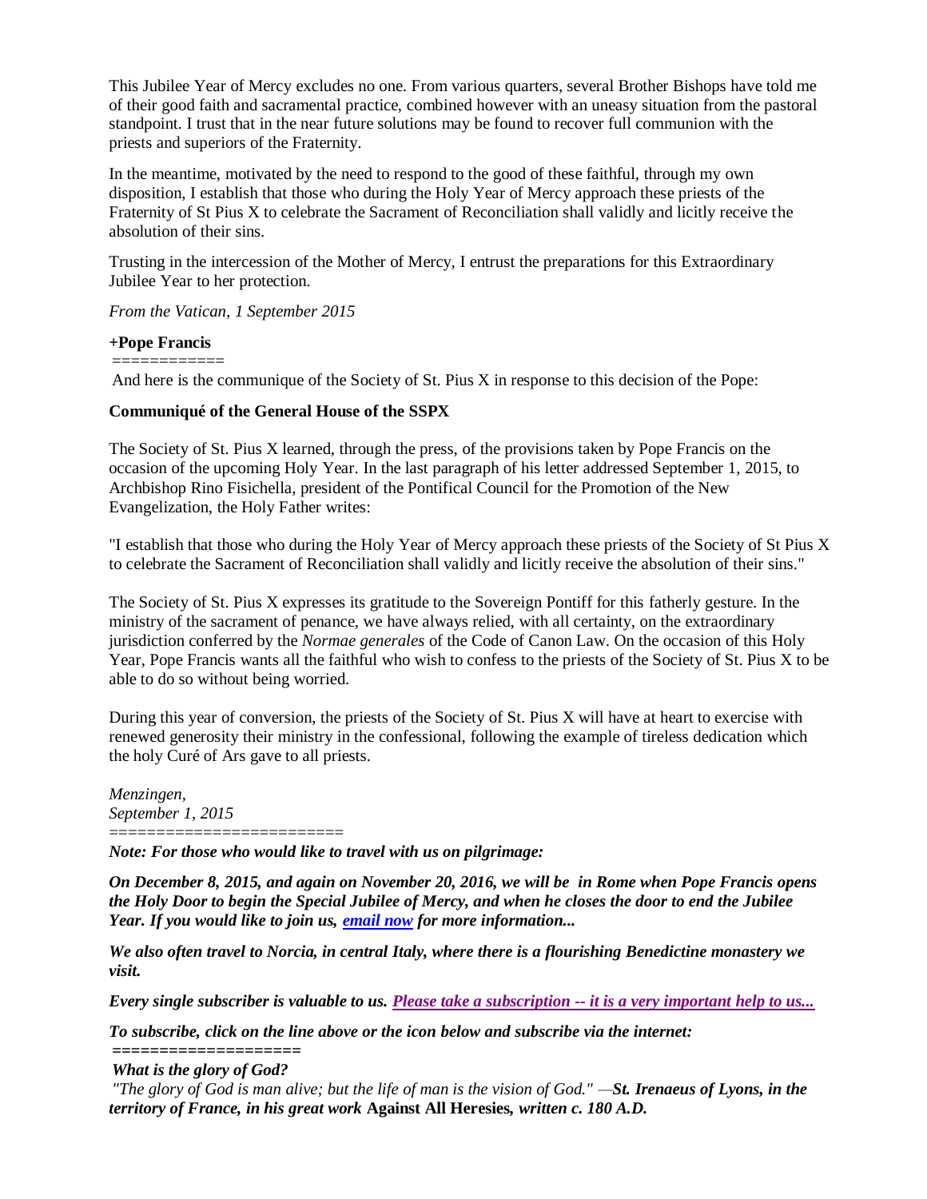This Jubilee Year of Mercy excludes no one. From various quarters, several Brother Bishops have told me of their good faith and sacramental practice, combined however with an uneasy situation from the pastoral standpoint. I trust that in the near future solutions may be found to recover full communion with the priests and superiors of the Fraternity.

In the meantime, motivated by the need to respond to the good of these faithful, through my own disposition, I establish that those who during the Holy Year of Mercy approach these priests of the Fraternity of St Pius X to celebrate the Sacrament of Reconciliation shall validly and licitly receive the absolution of their sins.

Trusting in the intercession of the Mother of Mercy, I entrust the preparations for this Extraordinary Jubilee Year to her protection.

*From the Vatican, 1 September 2015*

**+Pope Francis**

============

And here is the communique of the Society of St. Pius X in response to this decision of the Pope:

**Communiqué of the General House of the SSPX**

The Society of St. Pius X learned, through the press, of the provisions taken by Pope Francis on the occasion of the upcoming Holy Year. In the last paragraph of his letter addressed September 1, 2015, to Archbishop Rino Fisichella, president of the Pontifical Council for the Promotion of the New Evangelization, the Holy Father writes:

"I establish that those who during the Holy Year of Mercy approach these priests of the Society of St Pius X to celebrate the Sacrament of Reconciliation shall validly and licitly receive the absolution of their sins."

The Society of St. Pius X expresses its gratitude to the Sovereign Pontiff for this fatherly gesture. In the ministry of the sacrament of penance, we have always relied, with all certainty, on the extraordinary jurisdiction conferred by the *Normae generales* of the Code of Canon Law. On the occasion of this Holy Year, Pope Francis wants all the faithful who wish to confess to the priests of the Society of St. Pius X to be able to do so without being worried.

During this year of conversion, the priests of the Society of St. Pius X will have at heart to exercise with renewed generosity their ministry in the confessional, following the example of tireless dedication which the holy Curé of Ars gave to all priests.

*Menzingen,*
*September 1, 2015*

=========================

***Note: For those who would like to travel with us on pilgrimage:***

***On December 8, 2015, and again on November 20, 2016, we will be in Rome when Pope Francis opens the Holy Door to begin the Special Jubilee of Mercy, and when he closes the door to end the Jubilee Year. If you would like to join us, email now for more information...***

***We also often travel to Norcia, in central Italy, where there is a flourishing Benedictine monastery we visit.***

***Every single subscriber is valuable to us. Please take a subscription -- it is a very important help to us...***

***To subscribe, click on the line above or the icon below and subscribe via the internet:***

====================

***What is the glory of God?***

*"The glory of God is man alive; but the life of man is the vision of God." —**St. Irenaeus of Lyons, in the territory of France, in his great work*** **Against All Heresies,** ***written c. 180 A.D.***